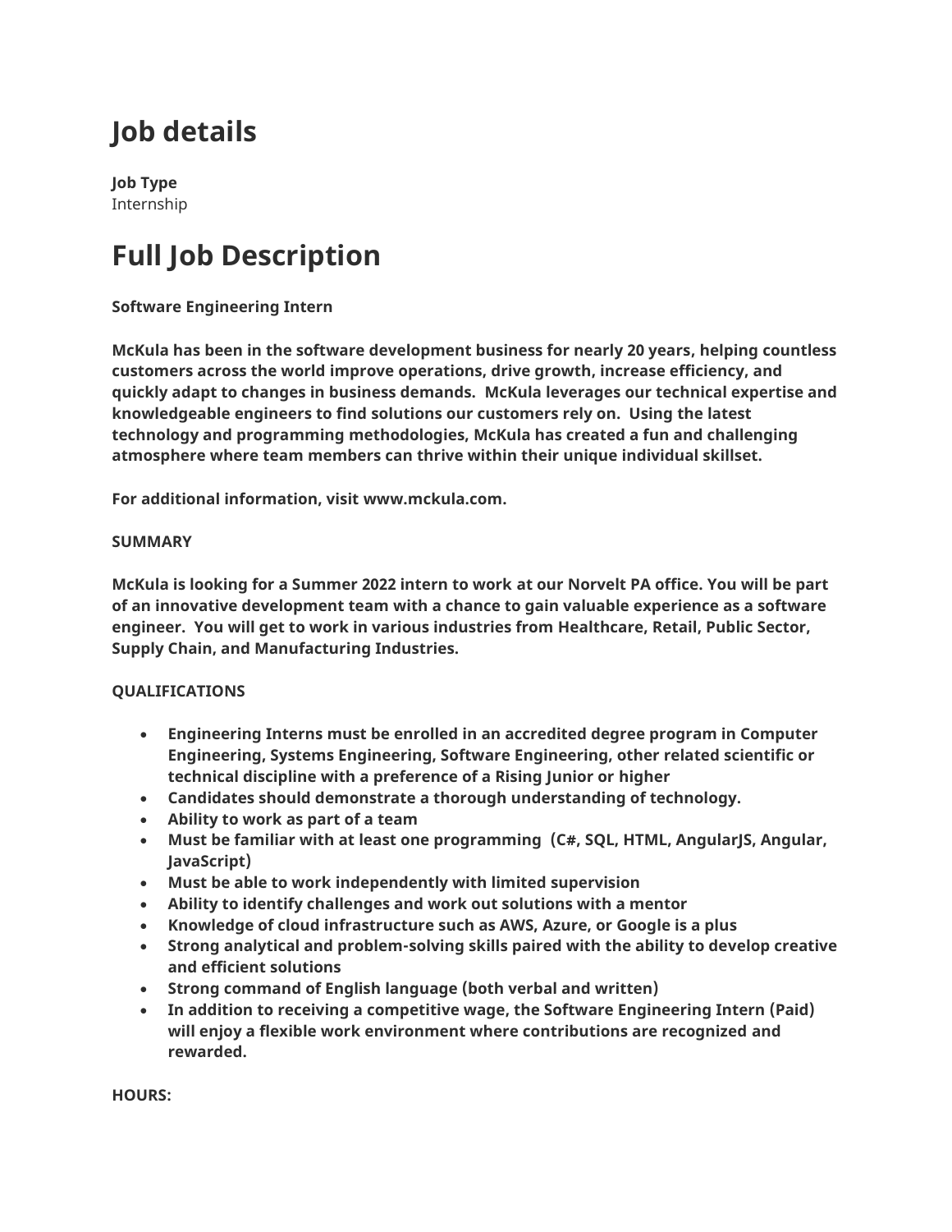# Job details

**Job Type**
Internship

# Full Job Description

**Software Engineering Intern**

**McKula has been in the software development business for nearly 20 years, helping countless customers across the world improve operations, drive growth, increase efficiency, and quickly adapt to changes in business demands. McKula leverages our technical expertise and knowledgeable engineers to find solutions our customers rely on. Using the latest technology and programming methodologies, McKula has created a fun and challenging atmosphere where team members can thrive within their unique individual skillset.**

**For additional information, visit www.mckula.com.**

**SUMMARY**

**McKula is looking for a Summer 2022 intern to work at our Norvelt PA office. You will be part of an innovative development team with a chance to gain valuable experience as a software engineer. You will get to work in various industries from Healthcare, Retail, Public Sector, Supply Chain, and Manufacturing Industries.**

**QUALIFICATIONS**

- **Engineering Interns must be enrolled in an accredited degree program in Computer Engineering, Systems Engineering, Software Engineering, other related scientific or technical discipline with a preference of a Rising Junior or higher**
- **Candidates should demonstrate a thorough understanding of technology.**
- **Ability to work as part of a team**
- **Must be familiar with at least one programming (C#, SQL, HTML, AngularJS, Angular, JavaScript)**
- **Must be able to work independently with limited supervision**
- **Ability to identify challenges and work out solutions with a mentor**
- **Knowledge of cloud infrastructure such as AWS, Azure, or Google is a plus**
- **Strong analytical and problem-solving skills paired with the ability to develop creative and efficient solutions**
- **Strong command of English language (both verbal and written)**
- **In addition to receiving a competitive wage, the Software Engineering Intern (Paid) will enjoy a flexible work environment where contributions are recognized and rewarded.**

**HOURS:**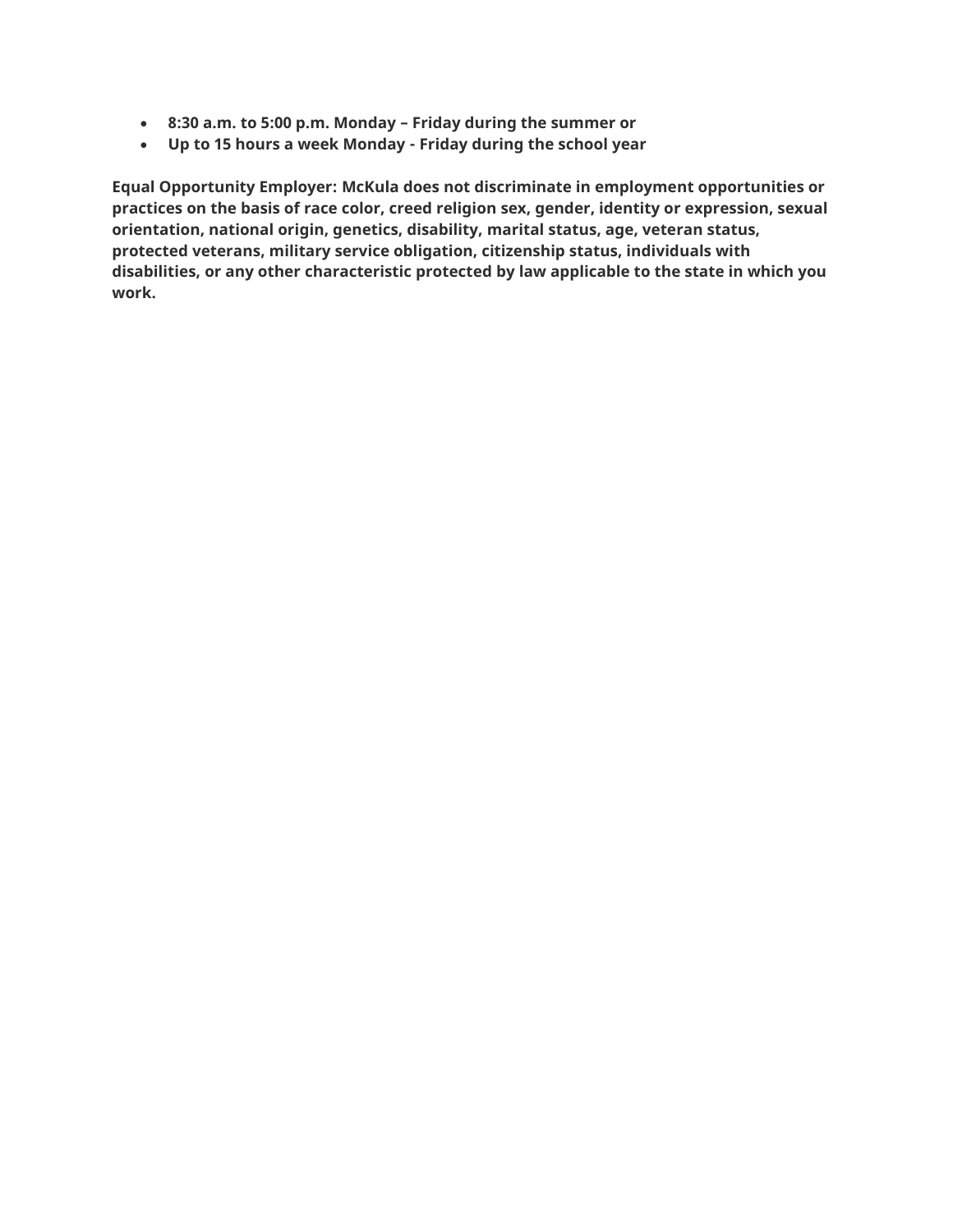- **8:30 a.m. to 5:00 p.m. Monday – Friday during the summer or**
- **Up to 15 hours a week Monday - Friday during the school year**

**Equal Opportunity Employer: McKula does not discriminate in employment opportunities or practices on the basis of race color, creed religion sex, gender, identity or expression, sexual orientation, national origin, genetics, disability, marital status, age, veteran status, protected veterans, military service obligation, citizenship status, individuals with disabilities, or any other characteristic protected by law applicable to the state in which you work.**